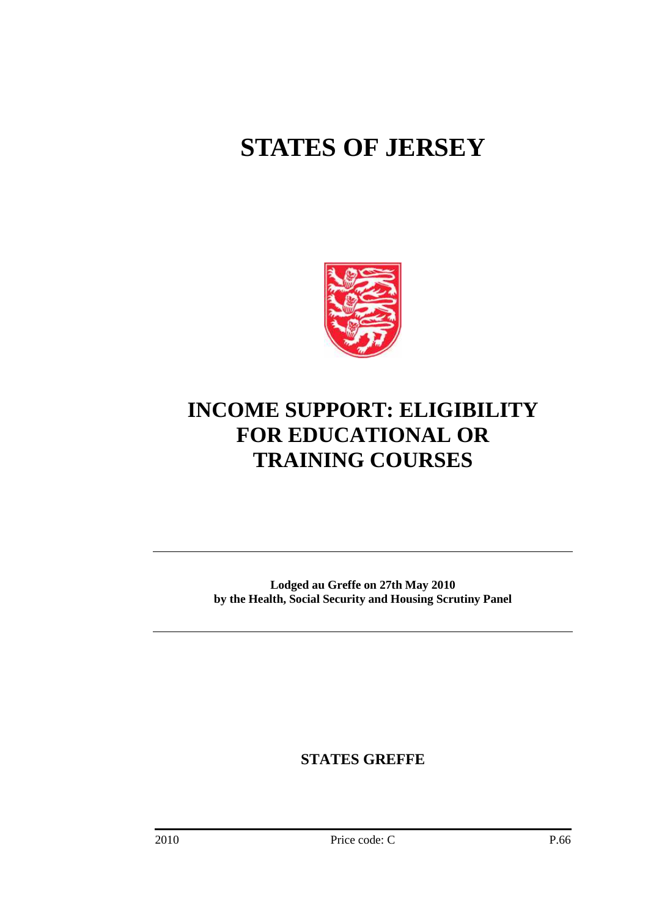# STATES OF JERSEY

# INCOME SUPPORT: ELIGIBILITY FOR EDUCATIONAL OR TRAINING COURSES

**Lodged au Greffe on 27th May 2010**
**by the Health, Social Security and Housing Scrutiny Panel**

**STATES GREFFE**

2010 Price code: C P.66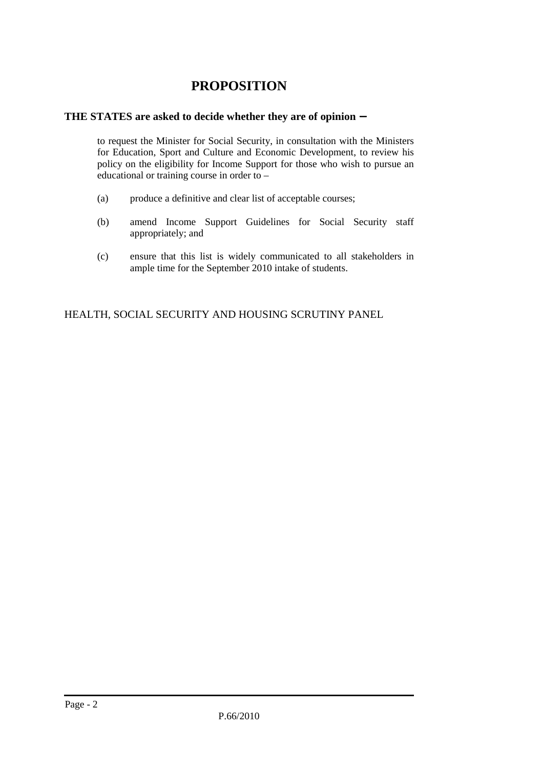# PROPOSITION

**THE STATES are asked to decide whether they are of opinion −**

to request the Minister for Social Security, in consultation with the Ministers for Education, Sport and Culture and Economic Development, to review his policy on the eligibility for Income Support for those who wish to pursue an educational or training course in order to –

(a) produce a definitive and clear list of acceptable courses;

(b) amend Income Support Guidelines for Social Security staff appropriately; and

(c) ensure that this list is widely communicated to all stakeholders in ample time for the September 2010 intake of students.

HEALTH, SOCIAL SECURITY AND HOUSING SCRUTINY PANEL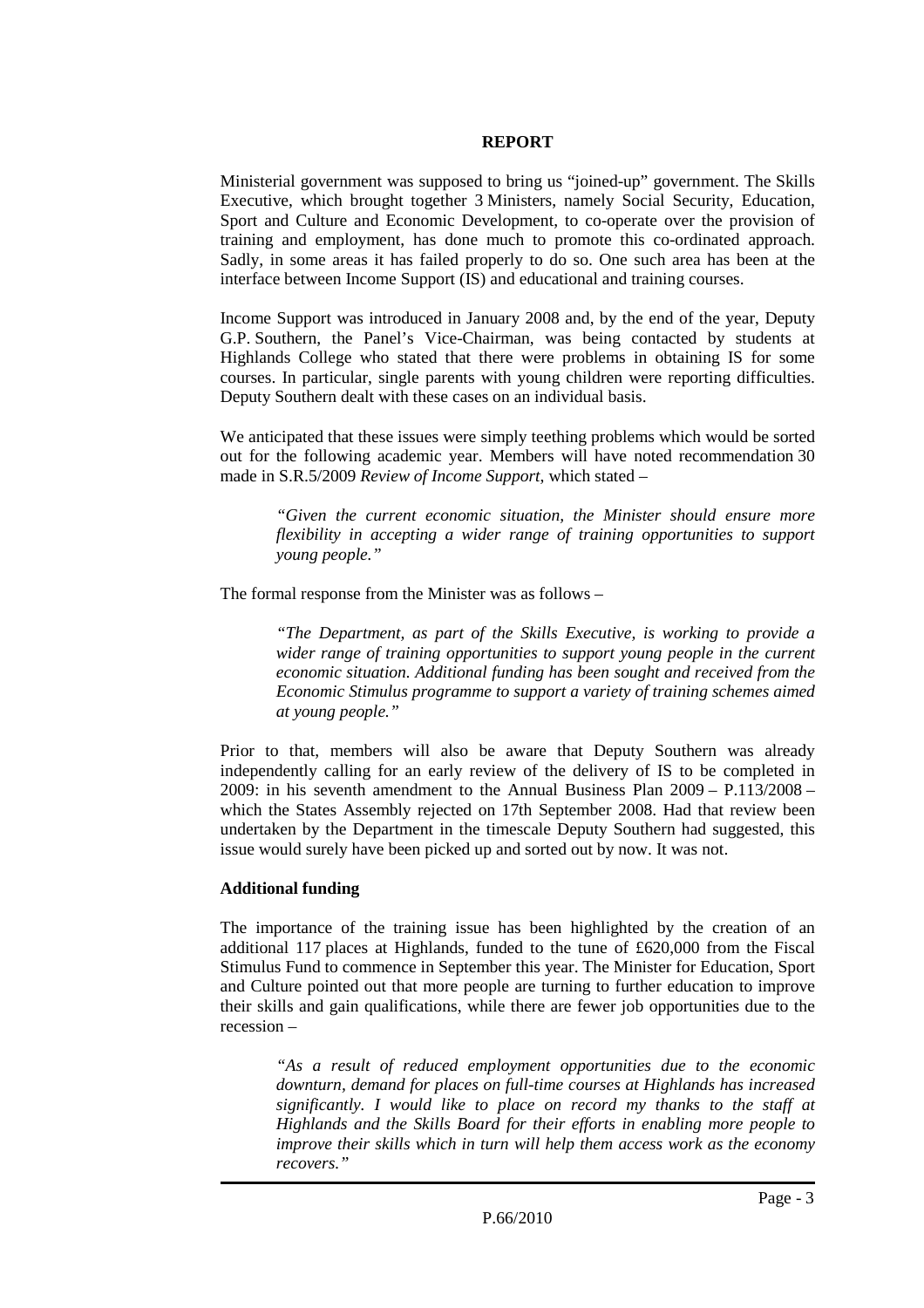# REPORT

Ministerial government was supposed to bring us "joined-up" government. The Skills Executive, which brought together 3 Ministers, namely Social Security, Education, Sport and Culture and Economic Development, to co-operate over the provision of training and employment, has done much to promote this co-ordinated approach. Sadly, in some areas it has failed properly to do so. One such area has been at the interface between Income Support (IS) and educational and training courses.

Income Support was introduced in January 2008 and, by the end of the year, Deputy G.P. Southern, the Panel's Vice-Chairman, was being contacted by students at Highlands College who stated that there were problems in obtaining IS for some courses. In particular, single parents with young children were reporting difficulties. Deputy Southern dealt with these cases on an individual basis.

We anticipated that these issues were simply teething problems which would be sorted out for the following academic year. Members will have noted recommendation 30 made in S.R.5/2009 *Review of Income Support*, which stated –

> *"Given the current economic situation, the Minister should ensure more flexibility in accepting a wider range of training opportunities to support young people."*

The formal response from the Minister was as follows –

> *"The Department, as part of the Skills Executive, is working to provide a wider range of training opportunities to support young people in the current economic situation. Additional funding has been sought and received from the Economic Stimulus programme to support a variety of training schemes aimed at young people."*

Prior to that, members will also be aware that Deputy Southern was already independently calling for an early review of the delivery of IS to be completed in 2009: in his seventh amendment to the Annual Business Plan 2009 – P.113/2008 – which the States Assembly rejected on 17th September 2008. Had that review been undertaken by the Department in the timescale Deputy Southern had suggested, this issue would surely have been picked up and sorted out by now. It was not.

## Additional funding

The importance of the training issue has been highlighted by the creation of an additional 117 places at Highlands, funded to the tune of £620,000 from the Fiscal Stimulus Fund to commence in September this year. The Minister for Education, Sport and Culture pointed out that more people are turning to further education to improve their skills and gain qualifications, while there are fewer job opportunities due to the recession –

> *"As a result of reduced employment opportunities due to the economic downturn, demand for places on full-time courses at Highlands has increased significantly. I would like to place on record my thanks to the staff at Highlands and the Skills Board for their efforts in enabling more people to improve their skills which in turn will help them access work as the economy recovers."*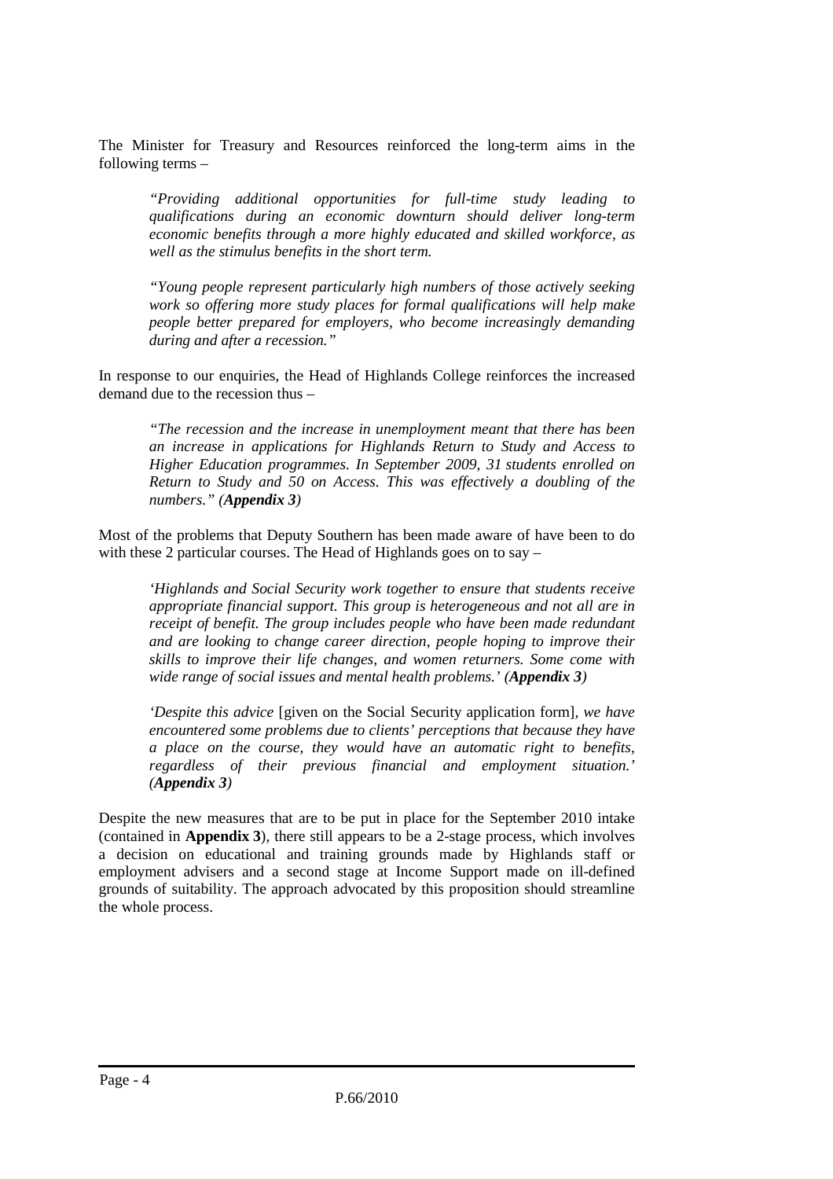The Minister for Treasury and Resources reinforced the long-term aims in the following terms –

> *"Providing additional opportunities for full-time study leading to qualifications during an economic downturn should deliver long-term economic benefits through a more highly educated and skilled workforce, as well as the stimulus benefits in the short term.*
>
> *"Young people represent particularly high numbers of those actively seeking work so offering more study places for formal qualifications will help make people better prepared for employers, who become increasingly demanding during and after a recession."*

In response to our enquiries, the Head of Highlands College reinforces the increased demand due to the recession thus –

> *"The recession and the increase in unemployment meant that there has been an increase in applications for Highlands Return to Study and Access to Higher Education programmes. In September 2009, 31 students enrolled on Return to Study and 50 on Access. This was effectively a doubling of the numbers." (**Appendix 3**)*

Most of the problems that Deputy Southern has been made aware of have been to do with these 2 particular courses. The Head of Highlands goes on to say –

> *'Highlands and Social Security work together to ensure that students receive appropriate financial support. This group is heterogeneous and not all are in receipt of benefit. The group includes people who have been made redundant and are looking to change career direction, people hoping to improve their skills to improve their life changes, and women returners. Some come with wide range of social issues and mental health problems.' (**Appendix 3**)*
>
> *'Despite this advice* [given on the Social Security application form]*, we have encountered some problems due to clients' perceptions that because they have a place on the course, they would have an automatic right to benefits, regardless of their previous financial and employment situation.' (**Appendix 3**)*

Despite the new measures that are to be put in place for the September 2010 intake (contained in **Appendix 3**), there still appears to be a 2-stage process, which involves a decision on educational and training grounds made by Highlands staff or employment advisers and a second stage at Income Support made on ill-defined grounds of suitability. The approach advocated by this proposition should streamline the whole process.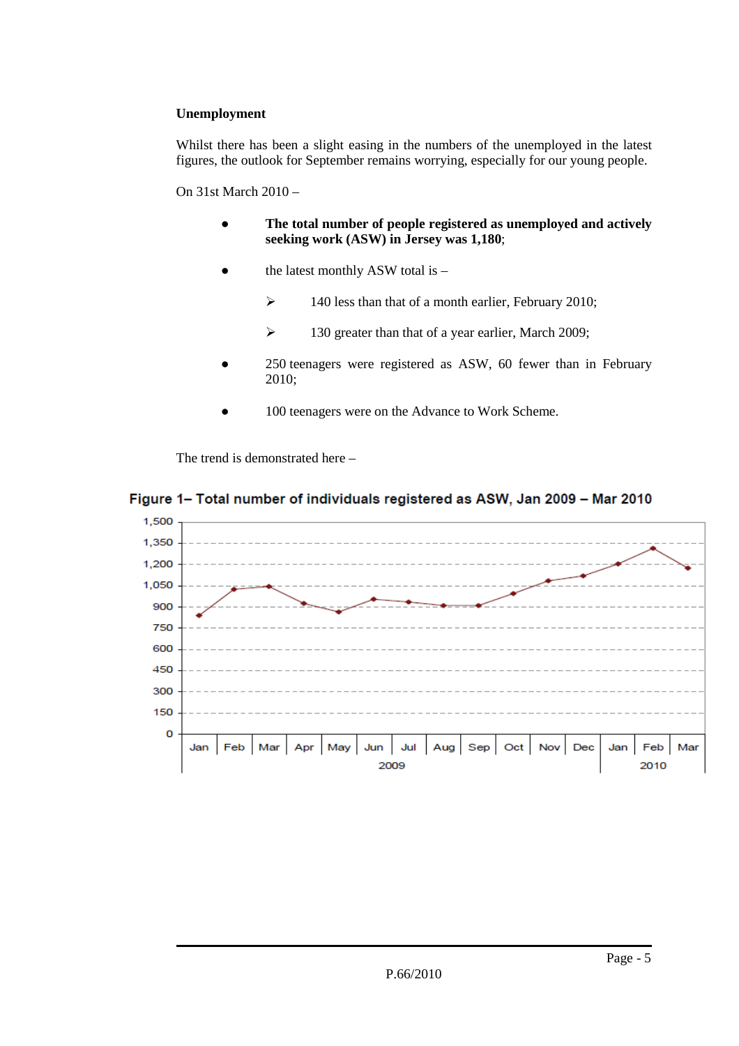**Unemployment**

Whilst there has been a slight easing in the numbers of the unemployed in the latest figures, the outlook for September remains worrying, especially for our young people.

On 31st March 2010 –

- **The total number of people registered as unemployed and actively seeking work (ASW) in Jersey was 1,180**;
- the latest monthly ASW total is –
  - 140 less than that of a month earlier, February 2010;
  - 130 greater than that of a year earlier, March 2009;
- 250 teenagers were registered as ASW, 60 fewer than in February 2010;
- 100 teenagers were on the Advance to Work Scheme.

The trend is demonstrated here –

**Figure 1– Total number of individuals registered as ASW, Jan 2009 – Mar 2010**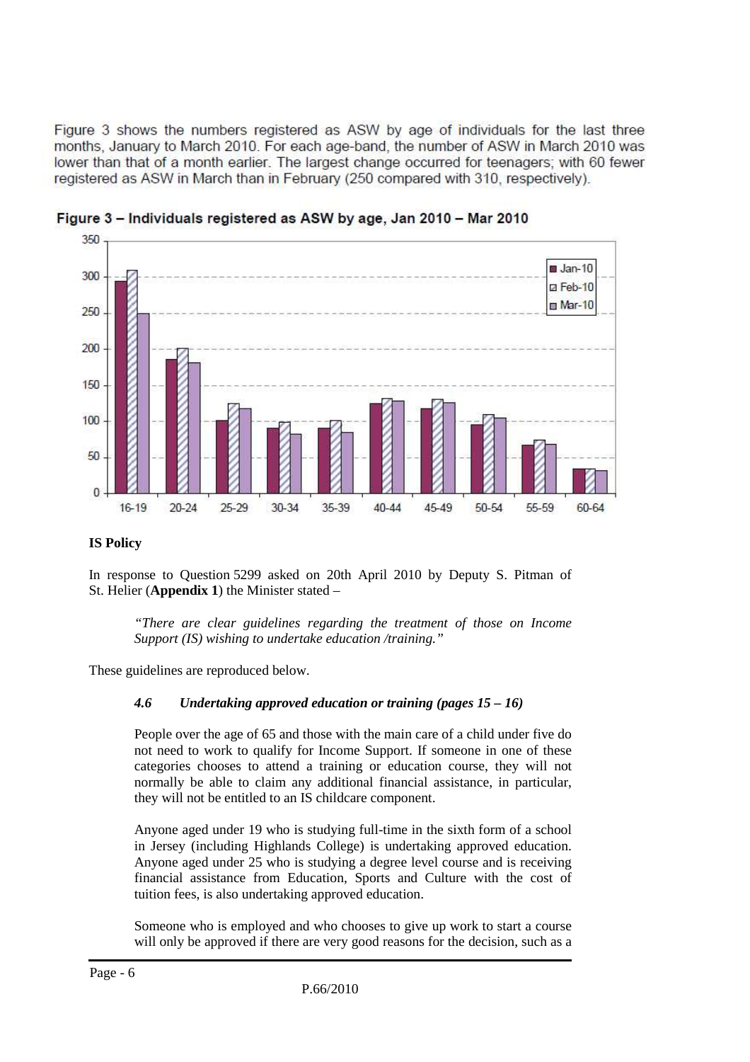Figure 3 shows the numbers registered as ASW by age of individuals for the last three months, January to March 2010. For each age-band, the number of ASW in March 2010 was lower than that of a month earlier. The largest change occurred for teenagers; with 60 fewer registered as ASW in March than in February (250 compared with 310, respectively).

**Figure 3 – Individuals registered as ASW by age, Jan 2010 – Mar 2010**

### IS Policy

In response to Question 5299 asked on 20th April 2010 by Deputy S. Pitman of St. Helier (**Appendix 1**) the Minister stated –

> *"There are clear guidelines regarding the treatment of those on Income Support (IS) wishing to undertake education /training."*

These guidelines are reproduced below.

> ***4.6 Undertaking approved education or training (pages 15 – 16)***
>
> People over the age of 65 and those with the main care of a child under five do not need to work to qualify for Income Support. If someone in one of these categories chooses to attend a training or education course, they will not normally be able to claim any additional financial assistance, in particular, they will not be entitled to an IS childcare component.
>
> Anyone aged under 19 who is studying full-time in the sixth form of a school in Jersey (including Highlands College) is undertaking approved education. Anyone aged under 25 who is studying a degree level course and is receiving financial assistance from Education, Sports and Culture with the cost of tuition fees, is also undertaking approved education.
>
> Someone who is employed and who chooses to give up work to start a course will only be approved if there are very good reasons for the decision, such as a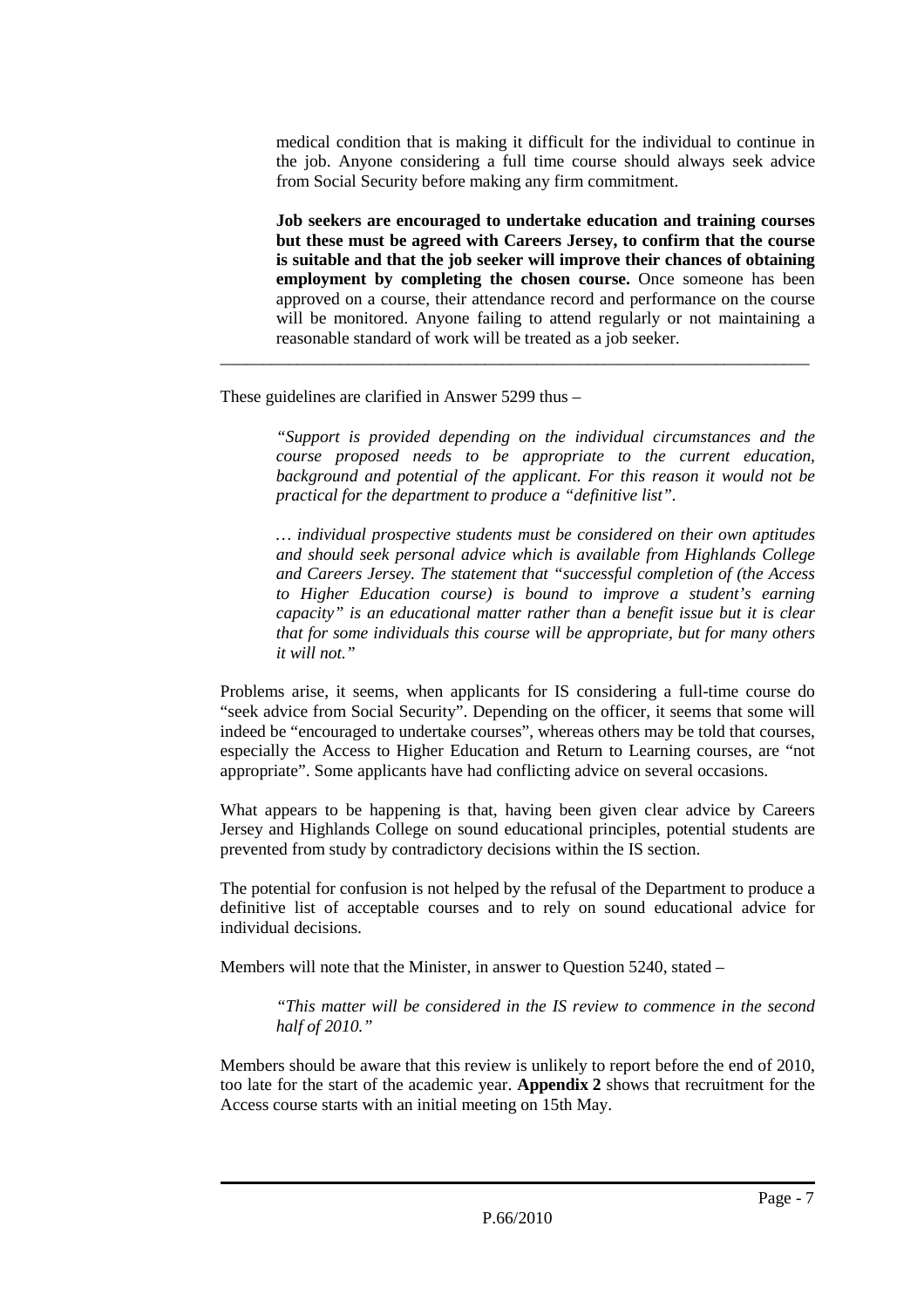> medical condition that is making it difficult for the individual to continue in the job. Anyone considering a full time course should always seek advice from Social Security before making any firm commitment.
>
> **Job seekers are encouraged to undertake education and training courses but these must be agreed with Careers Jersey, to confirm that the course is suitable and that the job seeker will improve their chances of obtaining employment by completing the chosen course.** Once someone has been approved on a course, their attendance record and performance on the course will be monitored. Anyone failing to attend regularly or not maintaining a reasonable standard of work will be treated as a job seeker.

---

These guidelines are clarified in Answer 5299 thus –

> *"Support is provided depending on the individual circumstances and the course proposed needs to be appropriate to the current education, background and potential of the applicant. For this reason it would not be practical for the department to produce a "definitive list".*
>
> *… individual prospective students must be considered on their own aptitudes and should seek personal advice which is available from Highlands College and Careers Jersey. The statement that "successful completion of (the Access to Higher Education course) is bound to improve a student's earning capacity" is an educational matter rather than a benefit issue but it is clear that for some individuals this course will be appropriate, but for many others it will not."*

Problems arise, it seems, when applicants for IS considering a full-time course do "seek advice from Social Security". Depending on the officer, it seems that some will indeed be "encouraged to undertake courses", whereas others may be told that courses, especially the Access to Higher Education and Return to Learning courses, are "not appropriate". Some applicants have had conflicting advice on several occasions.

What appears to be happening is that, having been given clear advice by Careers Jersey and Highlands College on sound educational principles, potential students are prevented from study by contradictory decisions within the IS section.

The potential for confusion is not helped by the refusal of the Department to produce a definitive list of acceptable courses and to rely on sound educational advice for individual decisions.

Members will note that the Minister, in answer to Question 5240, stated –

> *"This matter will be considered in the IS review to commence in the second half of 2010."*

Members should be aware that this review is unlikely to report before the end of 2010, too late for the start of the academic year. **Appendix 2** shows that recruitment for the Access course starts with an initial meeting on 15th May.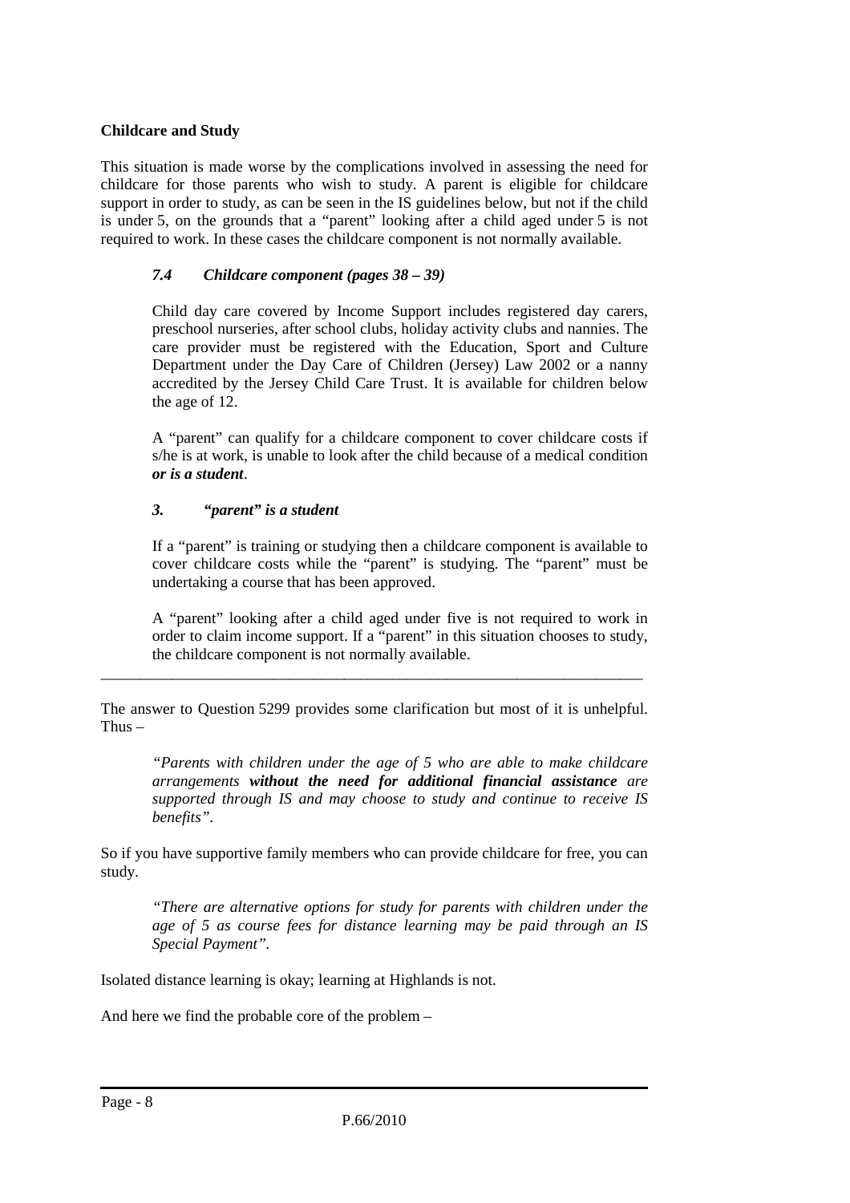**Childcare and Study**

This situation is made worse by the complications involved in assessing the need for childcare for those parents who wish to study. A parent is eligible for childcare support in order to study, as can be seen in the IS guidelines below, but not if the child is under 5, on the grounds that a "parent" looking after a child aged under 5 is not required to work. In these cases the childcare component is not normally available.

> ***7.4 Childcare component (pages 38 – 39)***
>
> Child day care covered by Income Support includes registered day carers, preschool nurseries, after school clubs, holiday activity clubs and nannies. The care provider must be registered with the Education, Sport and Culture Department under the Day Care of Children (Jersey) Law 2002 or a nanny accredited by the Jersey Child Care Trust. It is available for children below the age of 12.
>
> A "parent" can qualify for a childcare component to cover childcare costs if s/he is at work, is unable to look after the child because of a medical condition ***or is a student***.
>
> ***3. "parent" is a student***
>
> If a "parent" is training or studying then a childcare component is available to cover childcare costs while the "parent" is studying. The "parent" must be undertaking a course that has been approved.
>
> A "parent" looking after a child aged under five is not required to work in order to claim income support. If a "parent" in this situation chooses to study, the childcare component is not normally available.

---

The answer to Question 5299 provides some clarification but most of it is unhelpful. Thus –

> *"Parents with children under the age of 5 who are able to make childcare arrangements* ***without the need for additional financial assistance*** *are supported through IS and may choose to study and continue to receive IS benefits".*

So if you have supportive family members who can provide childcare for free, you can study.

> *"There are alternative options for study for parents with children under the age of 5 as course fees for distance learning may be paid through an IS Special Payment".*

Isolated distance learning is okay; learning at Highlands is not.

And here we find the probable core of the problem –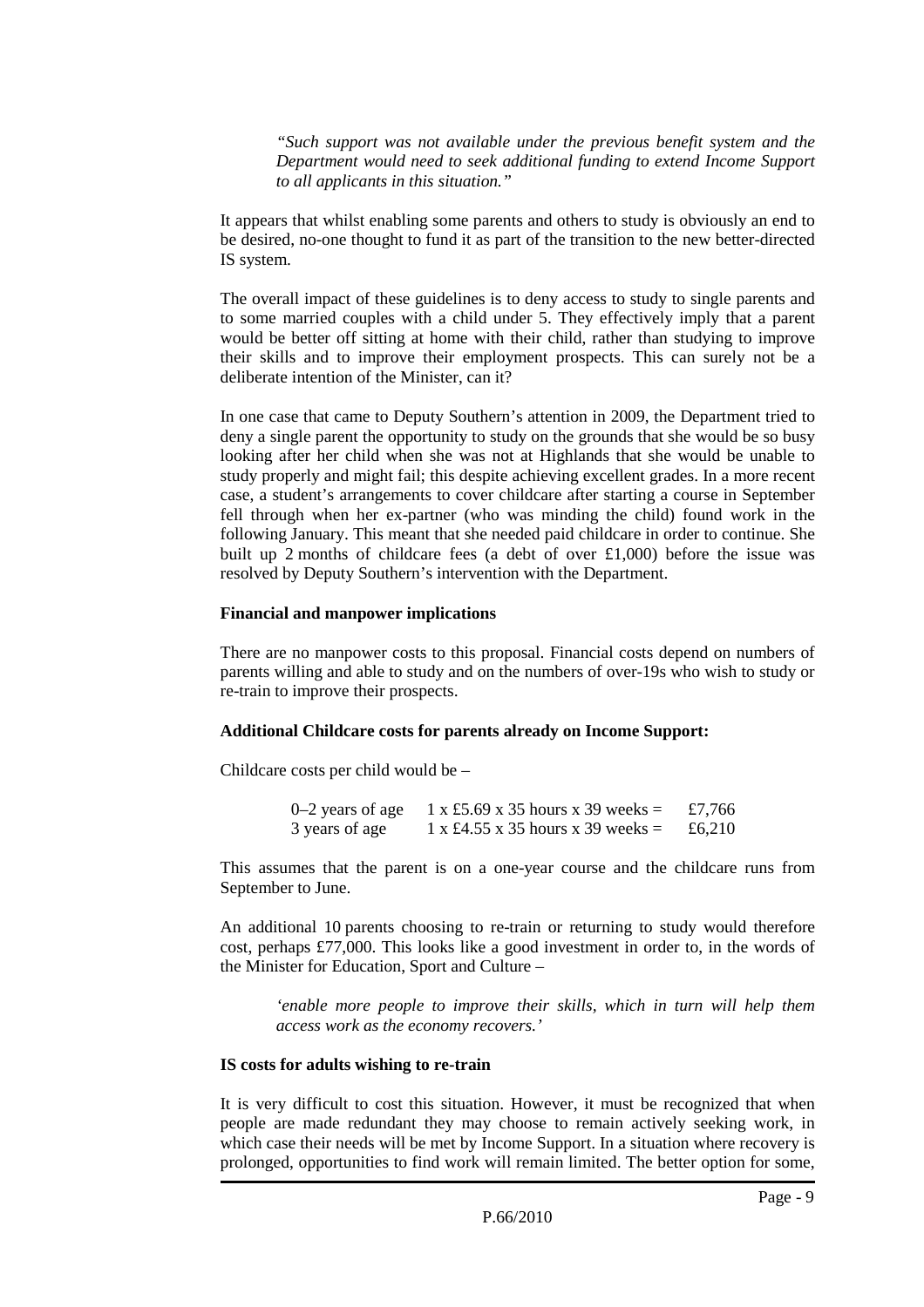> *"Such support was not available under the previous benefit system and the Department would need to seek additional funding to extend Income Support to all applicants in this situation."*

It appears that whilst enabling some parents and others to study is obviously an end to be desired, no-one thought to fund it as part of the transition to the new better-directed IS system.

The overall impact of these guidelines is to deny access to study to single parents and to some married couples with a child under 5. They effectively imply that a parent would be better off sitting at home with their child, rather than studying to improve their skills and to improve their employment prospects. This can surely not be a deliberate intention of the Minister, can it?

In one case that came to Deputy Southern's attention in 2009, the Department tried to deny a single parent the opportunity to study on the grounds that she would be so busy looking after her child when she was not at Highlands that she would be unable to study properly and might fail; this despite achieving excellent grades. In a more recent case, a student's arrangements to cover childcare after starting a course in September fell through when her ex-partner (who was minding the child) found work in the following January. This meant that she needed paid childcare in order to continue. She built up 2 months of childcare fees (a debt of over £1,000) before the issue was resolved by Deputy Southern's intervention with the Department.

**Financial and manpower implications**

There are no manpower costs to this proposal. Financial costs depend on numbers of parents willing and able to study and on the numbers of over-19s who wish to study or re-train to improve their prospects.

**Additional Childcare costs for parents already on Income Support:**

Childcare costs per child would be –

| | | |
|---|---|---|
| 0–2 years of age | 1 x £5.69 x 35 hours x 39 weeks = | £7,766 |
| 3 years of age | 1 x £4.55 x 35 hours x 39 weeks = | £6,210 |

This assumes that the parent is on a one-year course and the childcare runs from September to June.

An additional 10 parents choosing to re-train or returning to study would therefore cost, perhaps £77,000. This looks like a good investment in order to, in the words of the Minister for Education, Sport and Culture –

> *'enable more people to improve their skills, which in turn will help them access work as the economy recovers.'*

**IS costs for adults wishing to re-train**

It is very difficult to cost this situation. However, it must be recognized that when people are made redundant they may choose to remain actively seeking work, in which case their needs will be met by Income Support. In a situation where recovery is prolonged, opportunities to find work will remain limited. The better option for some,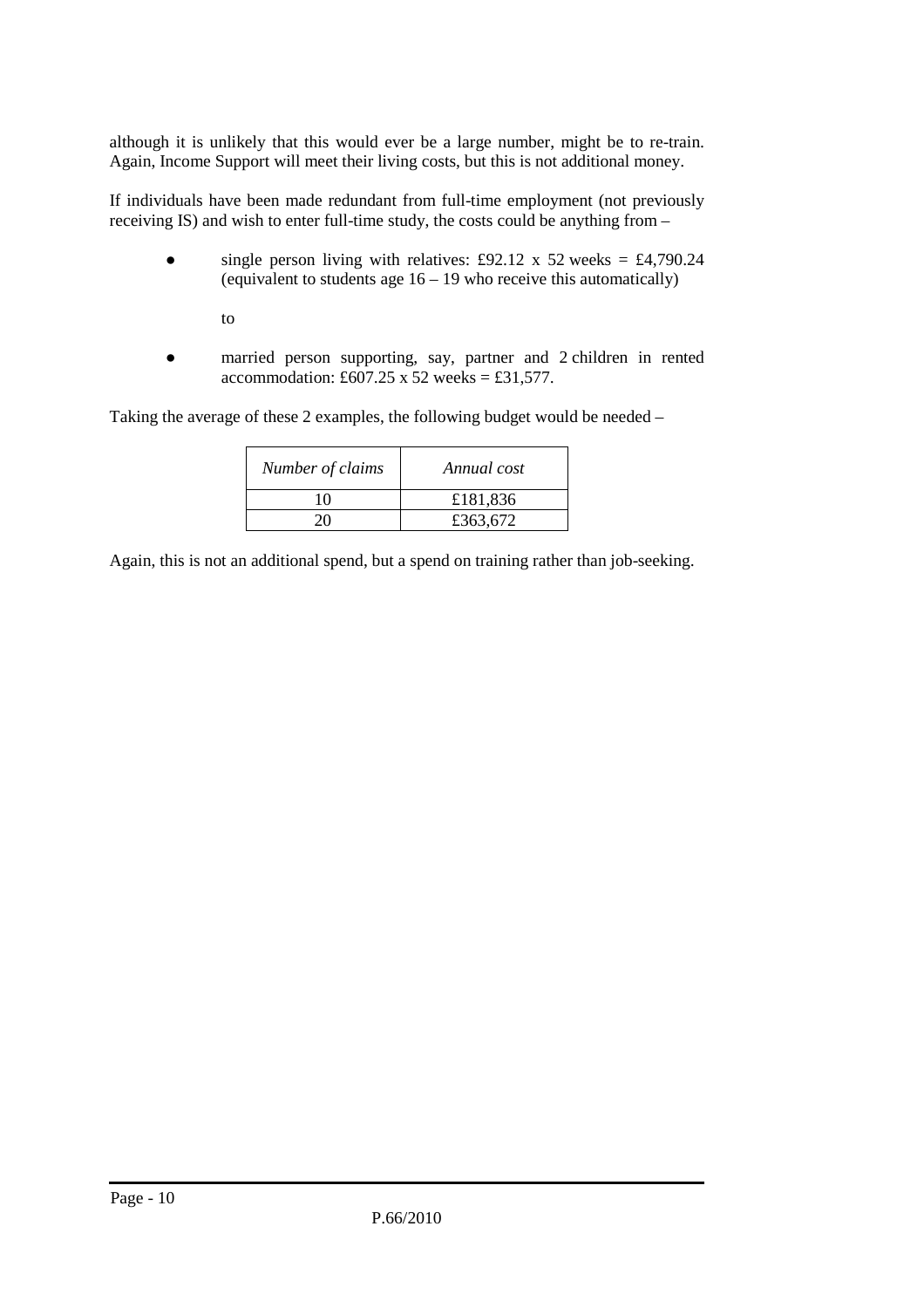although it is unlikely that this would ever be a large number, might be to re-train. Again, Income Support will meet their living costs, but this is not additional money.

If individuals have been made redundant from full-time employment (not previously receiving IS) and wish to enter full-time study, the costs could be anything from –

- single person living with relatives: £92.12 x 52 weeks = £4,790.24 (equivalent to students age 16 – 19 who receive this automatically)

  to

- married person supporting, say, partner and 2 children in rented accommodation: £607.25 x 52 weeks = £31,577.

Taking the average of these 2 examples, the following budget would be needed –

| *Number of claims* | *Annual cost* |
| --- | --- |
| 10 | £181,836 |
| 20 | £363,672 |

Again, this is not an additional spend, but a spend on training rather than job-seeking.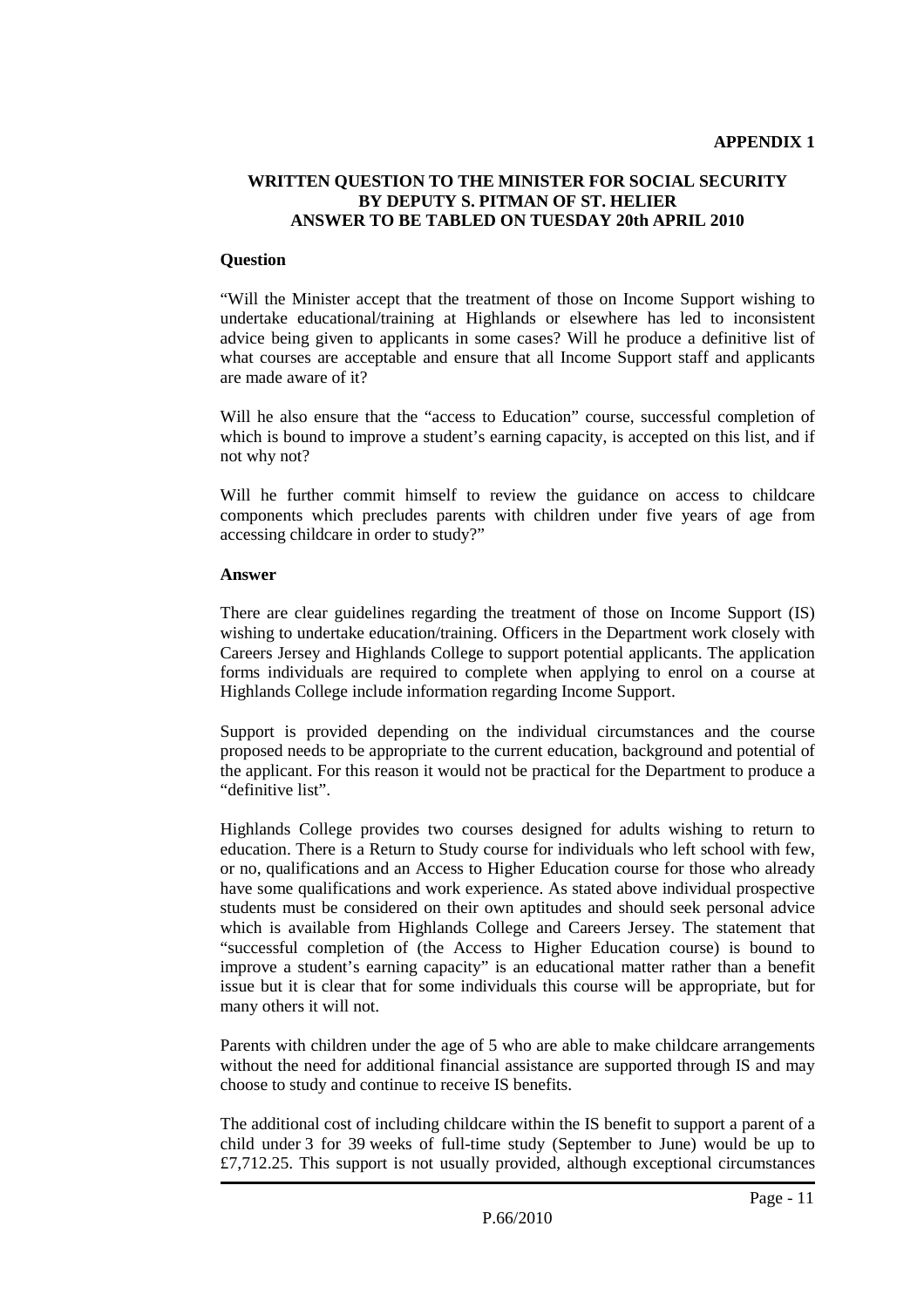**APPENDIX 1**

**WRITTEN QUESTION TO THE MINISTER FOR SOCIAL SECURITY BY DEPUTY S. PITMAN OF ST. HELIER ANSWER TO BE TABLED ON TUESDAY 20th APRIL 2010**

**Question**

"Will the Minister accept that the treatment of those on Income Support wishing to undertake educational/training at Highlands or elsewhere has led to inconsistent advice being given to applicants in some cases? Will he produce a definitive list of what courses are acceptable and ensure that all Income Support staff and applicants are made aware of it?

Will he also ensure that the "access to Education" course, successful completion of which is bound to improve a student's earning capacity, is accepted on this list, and if not why not?

Will he further commit himself to review the guidance on access to childcare components which precludes parents with children under five years of age from accessing childcare in order to study?"

**Answer**

There are clear guidelines regarding the treatment of those on Income Support (IS) wishing to undertake education/training. Officers in the Department work closely with Careers Jersey and Highlands College to support potential applicants. The application forms individuals are required to complete when applying to enrol on a course at Highlands College include information regarding Income Support.

Support is provided depending on the individual circumstances and the course proposed needs to be appropriate to the current education, background and potential of the applicant. For this reason it would not be practical for the Department to produce a "definitive list".

Highlands College provides two courses designed for adults wishing to return to education. There is a Return to Study course for individuals who left school with few, or no, qualifications and an Access to Higher Education course for those who already have some qualifications and work experience. As stated above individual prospective students must be considered on their own aptitudes and should seek personal advice which is available from Highlands College and Careers Jersey. The statement that "successful completion of (the Access to Higher Education course) is bound to improve a student's earning capacity" is an educational matter rather than a benefit issue but it is clear that for some individuals this course will be appropriate, but for many others it will not.

Parents with children under the age of 5 who are able to make childcare arrangements without the need for additional financial assistance are supported through IS and may choose to study and continue to receive IS benefits.

The additional cost of including childcare within the IS benefit to support a parent of a child under 3 for 39 weeks of full-time study (September to June) would be up to £7,712.25. This support is not usually provided, although exceptional circumstances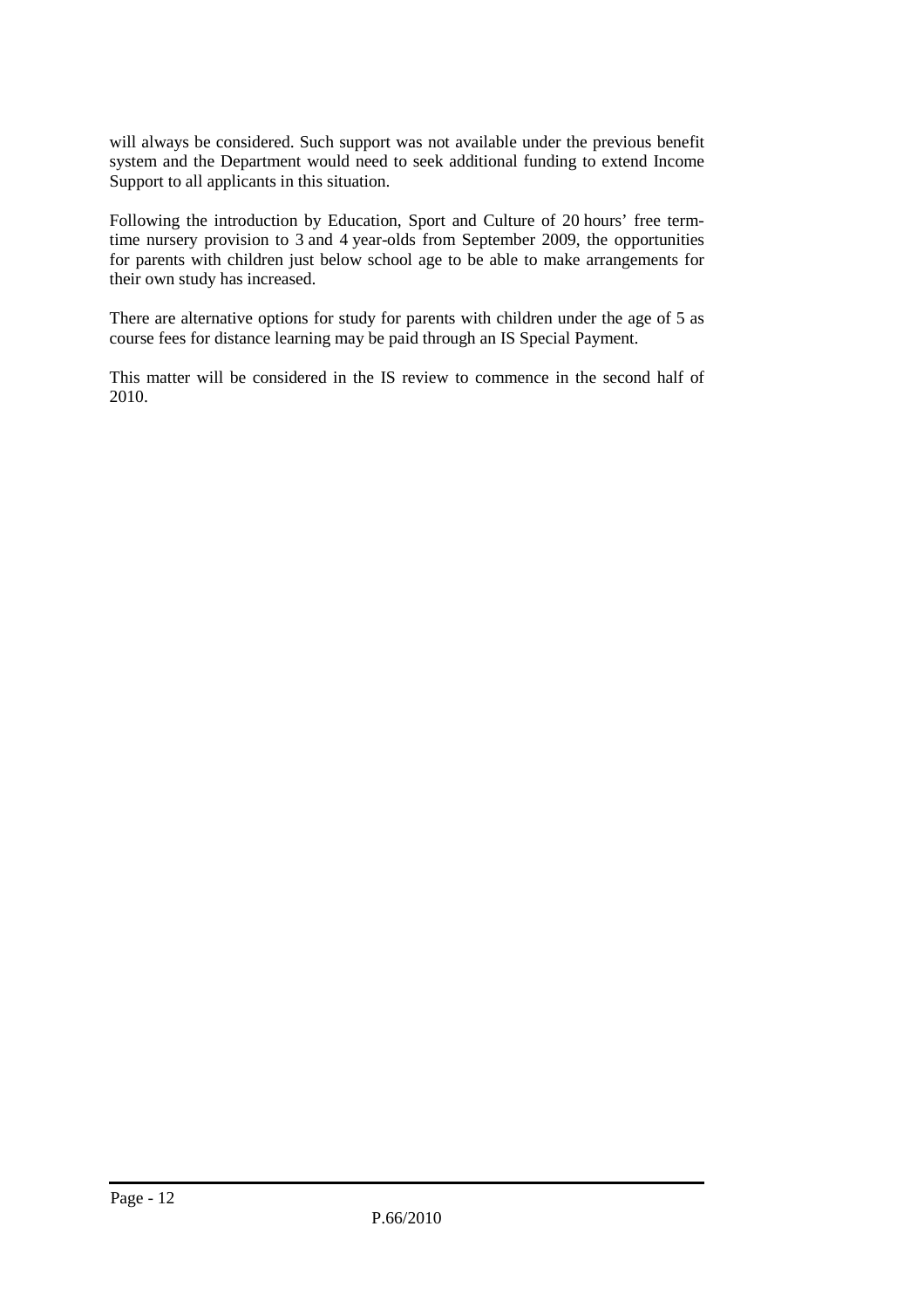will always be considered. Such support was not available under the previous benefit system and the Department would need to seek additional funding to extend Income Support to all applicants in this situation.

Following the introduction by Education, Sport and Culture of 20 hours' free term-time nursery provision to 3 and 4 year-olds from September 2009, the opportunities for parents with children just below school age to be able to make arrangements for their own study has increased.

There are alternative options for study for parents with children under the age of 5 as course fees for distance learning may be paid through an IS Special Payment.

This matter will be considered in the IS review to commence in the second half of 2010.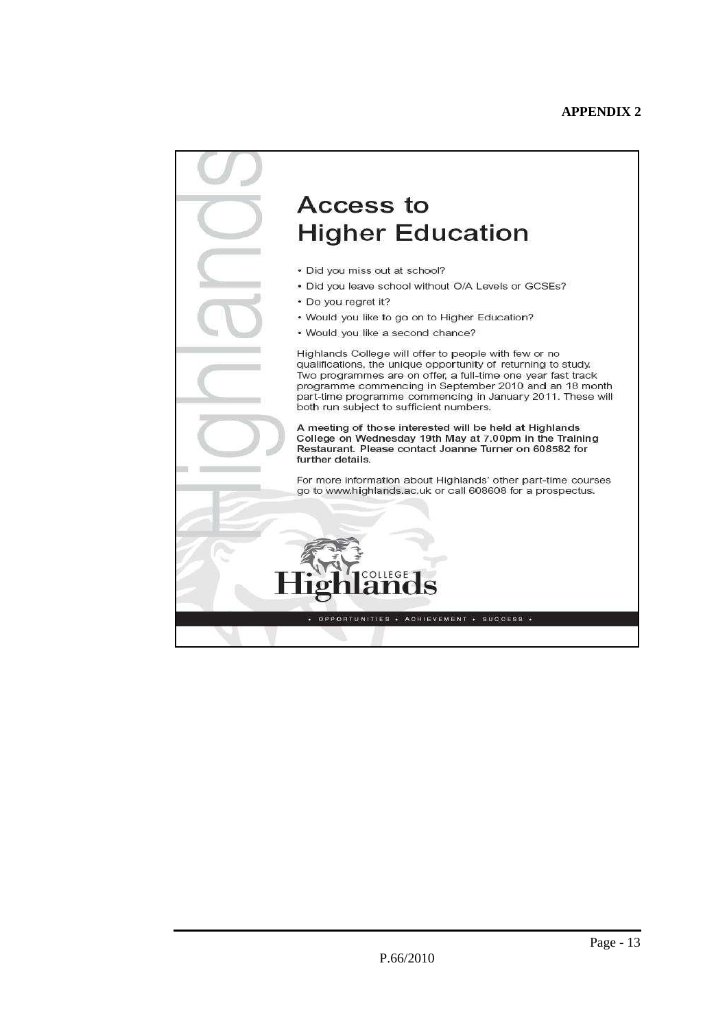**APPENDIX 2**

# Access to Higher Education

- Did you miss out at school?
- Did you leave school without O/A Levels or GCSEs?
- Do you regret it?
- Would you like to go on to Higher Education?
- Would you like a second chance?

Highlands College will offer to people with few or no qualifications, the unique opportunity of returning to study. Two programmes are on offer, a full-time one year fast track programme commencing in September 2010 and an 18 month part-time programme commencing in January 2011. These will both run subject to sufficient numbers.

**A meeting of those interested will be held at Highlands College on Wednesday 19th May at 7.00pm in the Training Restaurant. Please contact Joanne Turner on 608582 for further details.**

For more information about Highlands' other part-time courses go to www.highlands.ac.uk or call 608608 for a prospectus.

Highlands College

• OPPORTUNITIES • ACHIEVEMENT • SUCCESS •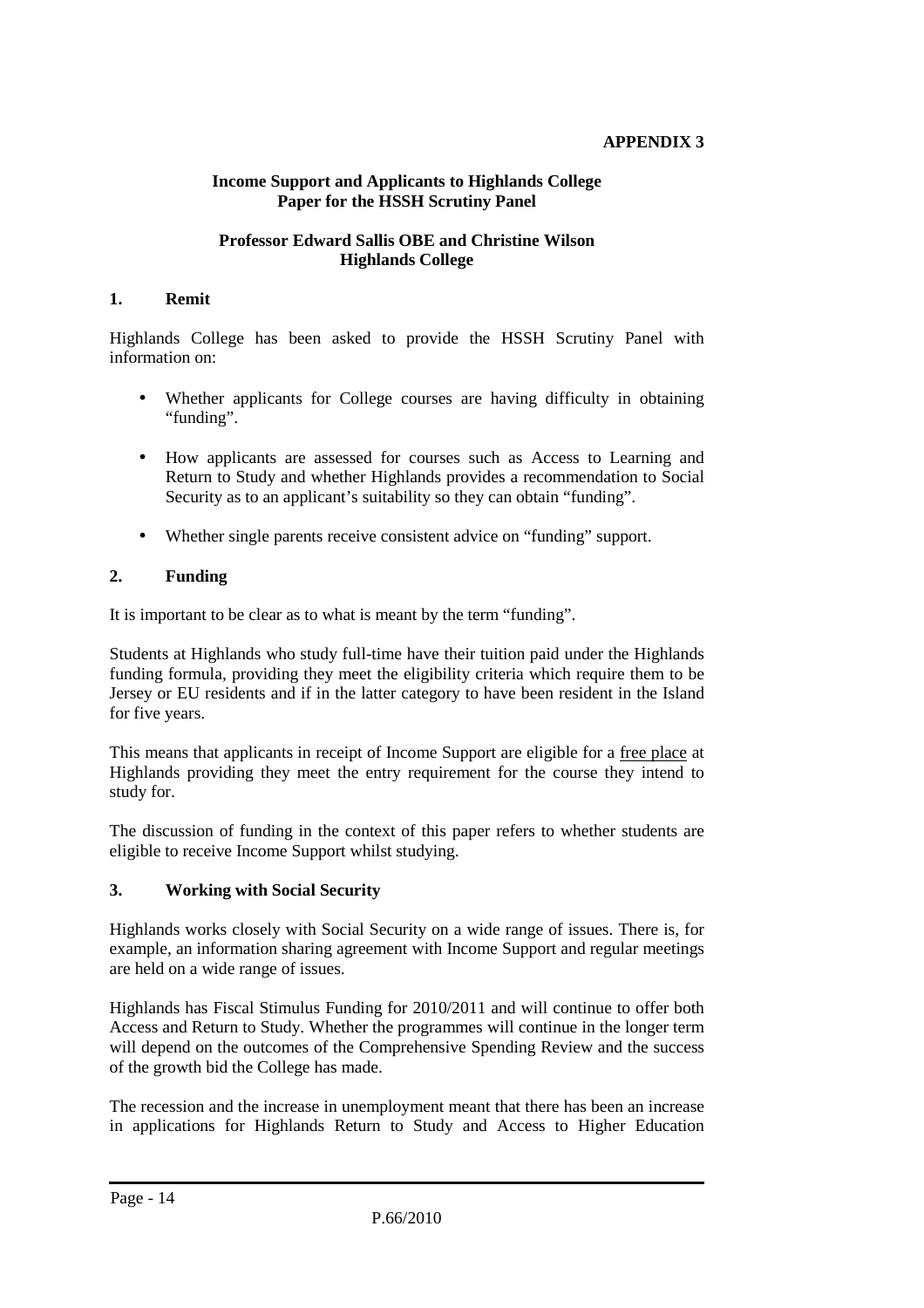**APPENDIX 3**

**Income Support and Applicants to Highlands College**
**Paper for the HSSH Scrutiny Panel**

**Professor Edward Sallis OBE and Christine Wilson**
**Highlands College**

## 1. Remit

Highlands College has been asked to provide the HSSH Scrutiny Panel with information on:

- Whether applicants for College courses are having difficulty in obtaining "funding".
- How applicants are assessed for courses such as Access to Learning and Return to Study and whether Highlands provides a recommendation to Social Security as to an applicant's suitability so they can obtain "funding".
- Whether single parents receive consistent advice on "funding" support.

## 2. Funding

It is important to be clear as to what is meant by the term "funding".

Students at Highlands who study full-time have their tuition paid under the Highlands funding formula, providing they meet the eligibility criteria which require them to be Jersey or EU residents and if in the latter category to have been resident in the Island for five years.

This means that applicants in receipt of Income Support are eligible for a free place at Highlands providing they meet the entry requirement for the course they intend to study for.

The discussion of funding in the context of this paper refers to whether students are eligible to receive Income Support whilst studying.

## 3. Working with Social Security

Highlands works closely with Social Security on a wide range of issues. There is, for example, an information sharing agreement with Income Support and regular meetings are held on a wide range of issues.

Highlands has Fiscal Stimulus Funding for 2010/2011 and will continue to offer both Access and Return to Study. Whether the programmes will continue in the longer term will depend on the outcomes of the Comprehensive Spending Review and the success of the growth bid the College has made.

The recession and the increase in unemployment meant that there has been an increase in applications for Highlands Return to Study and Access to Higher Education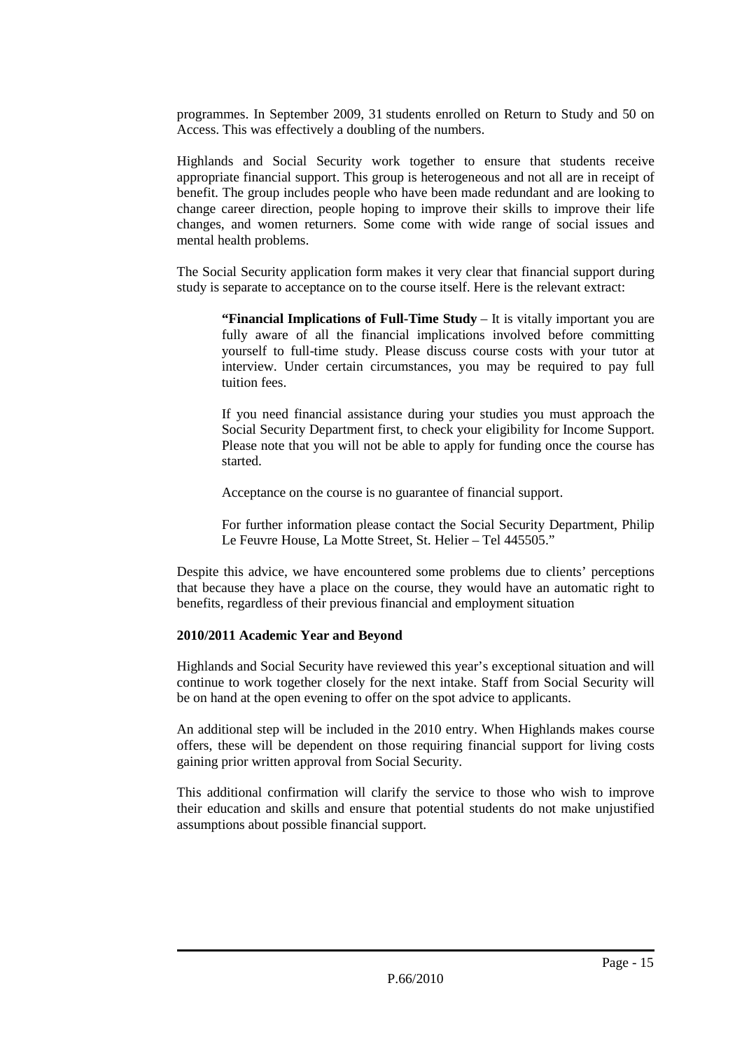programmes. In September 2009, 31 students enrolled on Return to Study and 50 on Access. This was effectively a doubling of the numbers.

Highlands and Social Security work together to ensure that students receive appropriate financial support. This group is heterogeneous and not all are in receipt of benefit. The group includes people who have been made redundant and are looking to change career direction, people hoping to improve their skills to improve their life changes, and women returners. Some come with wide range of social issues and mental health problems.

The Social Security application form makes it very clear that financial support during study is separate to acceptance on to the course itself. Here is the relevant extract:

> **"Financial Implications of Full-Time Study** – It is vitally important you are fully aware of all the financial implications involved before committing yourself to full-time study. Please discuss course costs with your tutor at interview. Under certain circumstances, you may be required to pay full tuition fees.
>
> If you need financial assistance during your studies you must approach the Social Security Department first, to check your eligibility for Income Support. Please note that you will not be able to apply for funding once the course has started.
>
> Acceptance on the course is no guarantee of financial support.
>
> For further information please contact the Social Security Department, Philip Le Feuvre House, La Motte Street, St. Helier – Tel 445505."

Despite this advice, we have encountered some problems due to clients' perceptions that because they have a place on the course, they would have an automatic right to benefits, regardless of their previous financial and employment situation

**2010/2011 Academic Year and Beyond**

Highlands and Social Security have reviewed this year's exceptional situation and will continue to work together closely for the next intake. Staff from Social Security will be on hand at the open evening to offer on the spot advice to applicants.

An additional step will be included in the 2010 entry. When Highlands makes course offers, these will be dependent on those requiring financial support for living costs gaining prior written approval from Social Security.

This additional confirmation will clarify the service to those who wish to improve their education and skills and ensure that potential students do not make unjustified assumptions about possible financial support.